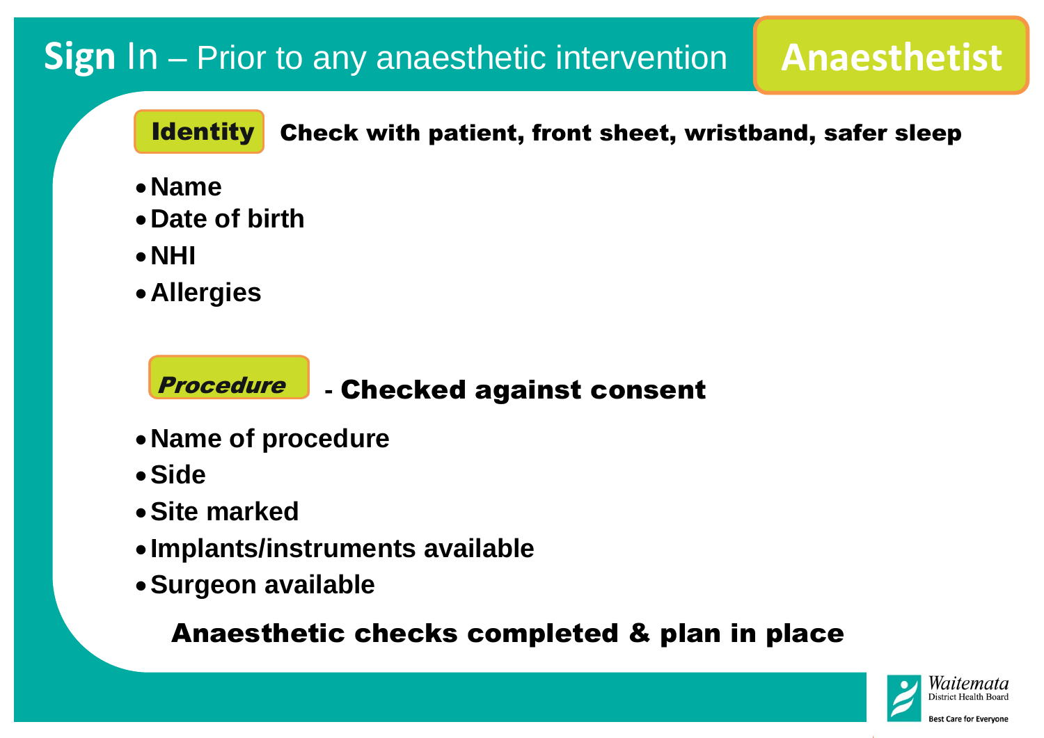# **Sign** In – Prior to any anaesthetic intervention

## Anaesthetist

**Identity** **Check with patient, front sheet, wristband, safer sleep**

- **Name**
- **Date of birth**
- **NHI**
- **Allergies**

***Procedure*** **- Checked against consent**

- **Name of procedure**
- **Side**
- **Site marked**
- **Implants/instruments available**
- **Surgeon available**

**Anaesthetic checks completed & plan in place**

Waitemata District Health Board

Best Care for Everyone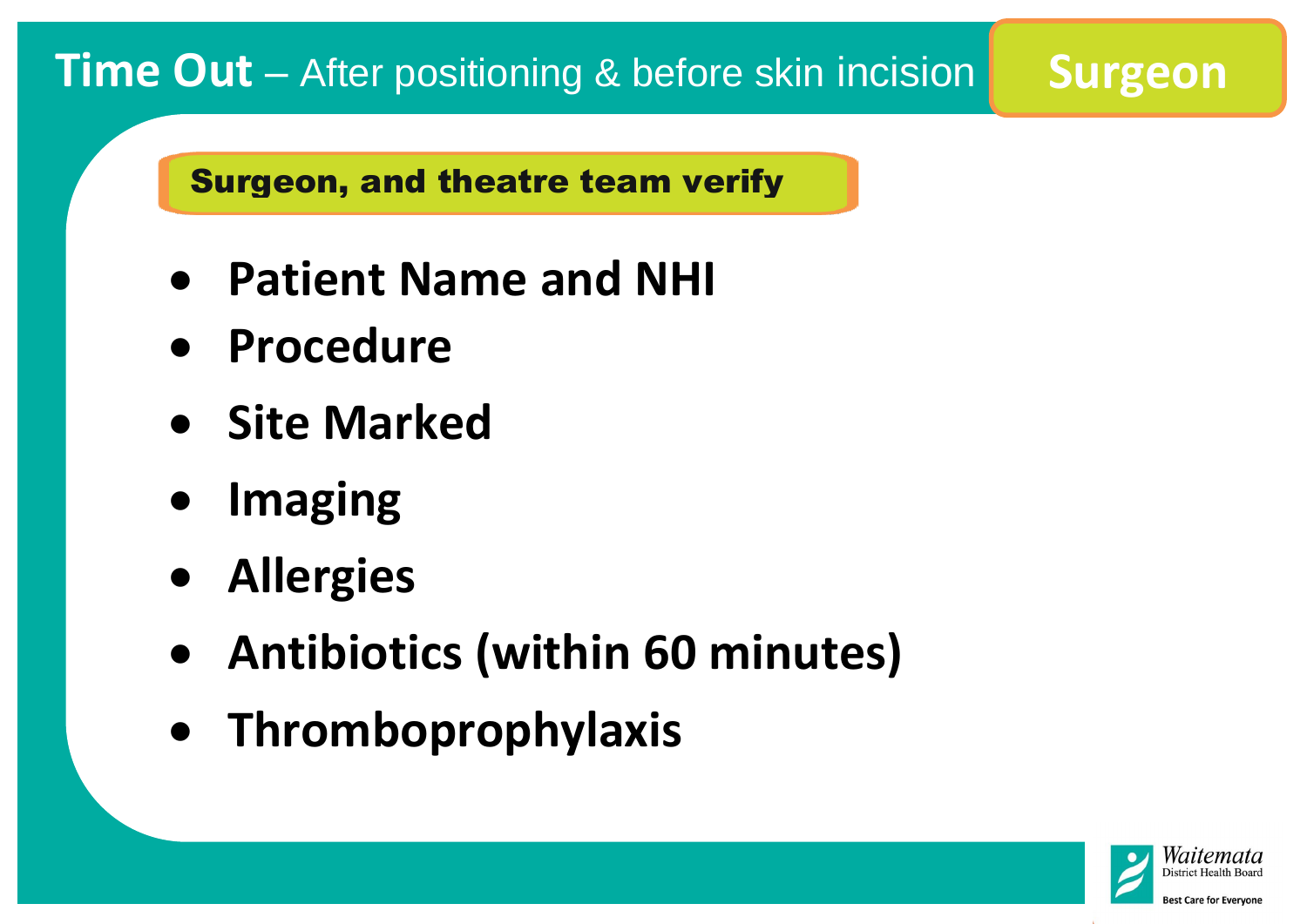# Time Out – After positioning & before skin incision

**Surgeon**

**Surgeon, and theatre team verify**

- **Patient Name and NHI**
- **Procedure**
- **Site Marked**
- **Imaging**
- **Allergies**
- **Antibiotics (within 60 minutes)**
- **Thromboprophylaxis**

Waitemata District Health Board
Best Care for Everyone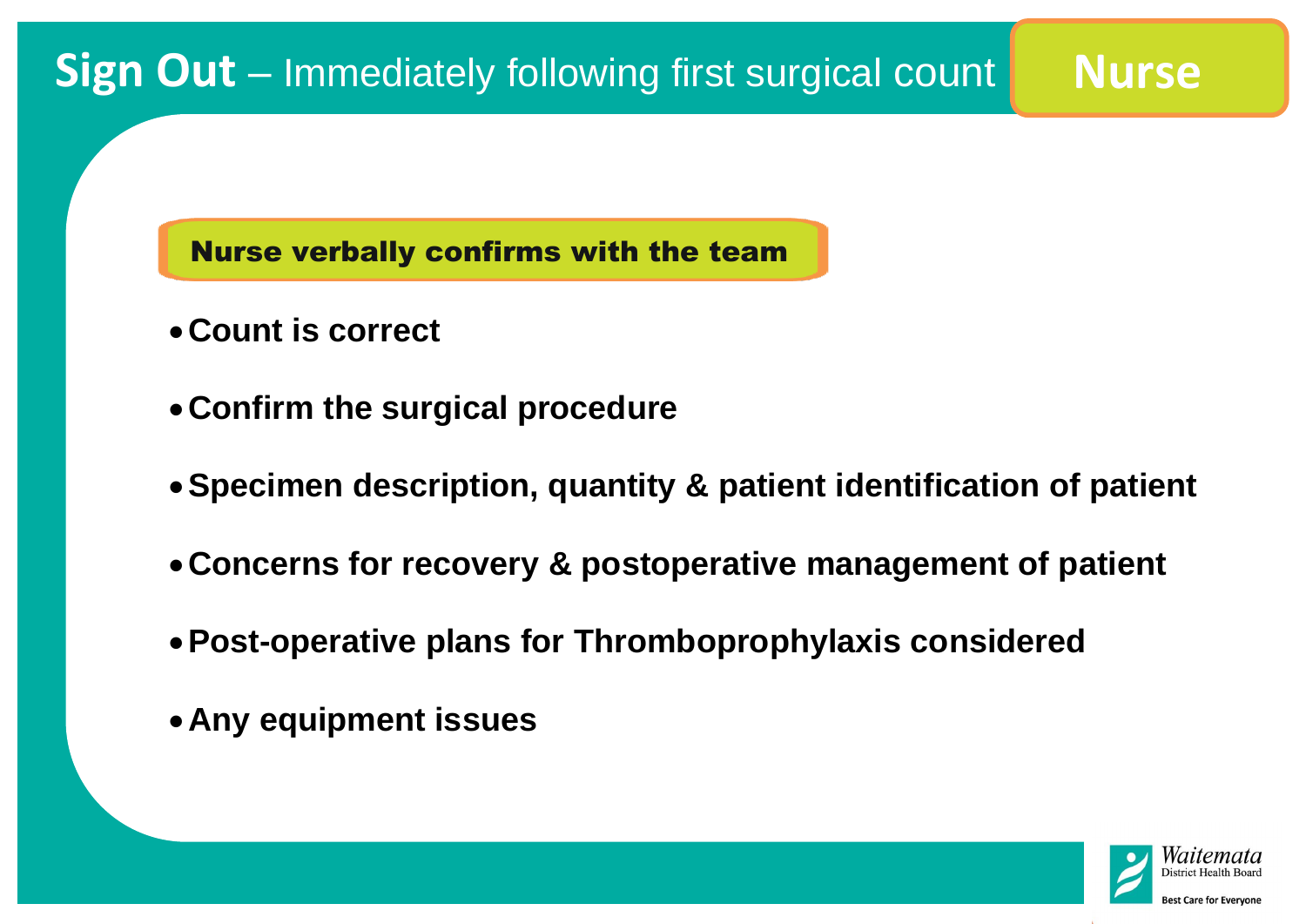# **Sign Out** – Immediately following first surgical count

**Nurse**

**Nurse verbally confirms with the team**

- **Count is correct**
- **Confirm the surgical procedure**
- **Specimen description, quantity & patient identification of patient**
- **Concerns for recovery & postoperative management of patient**
- **Post-operative plans for Thromboprophylaxis considered**
- **Any equipment issues**

Waitemata District Health Board

Best Care for Everyone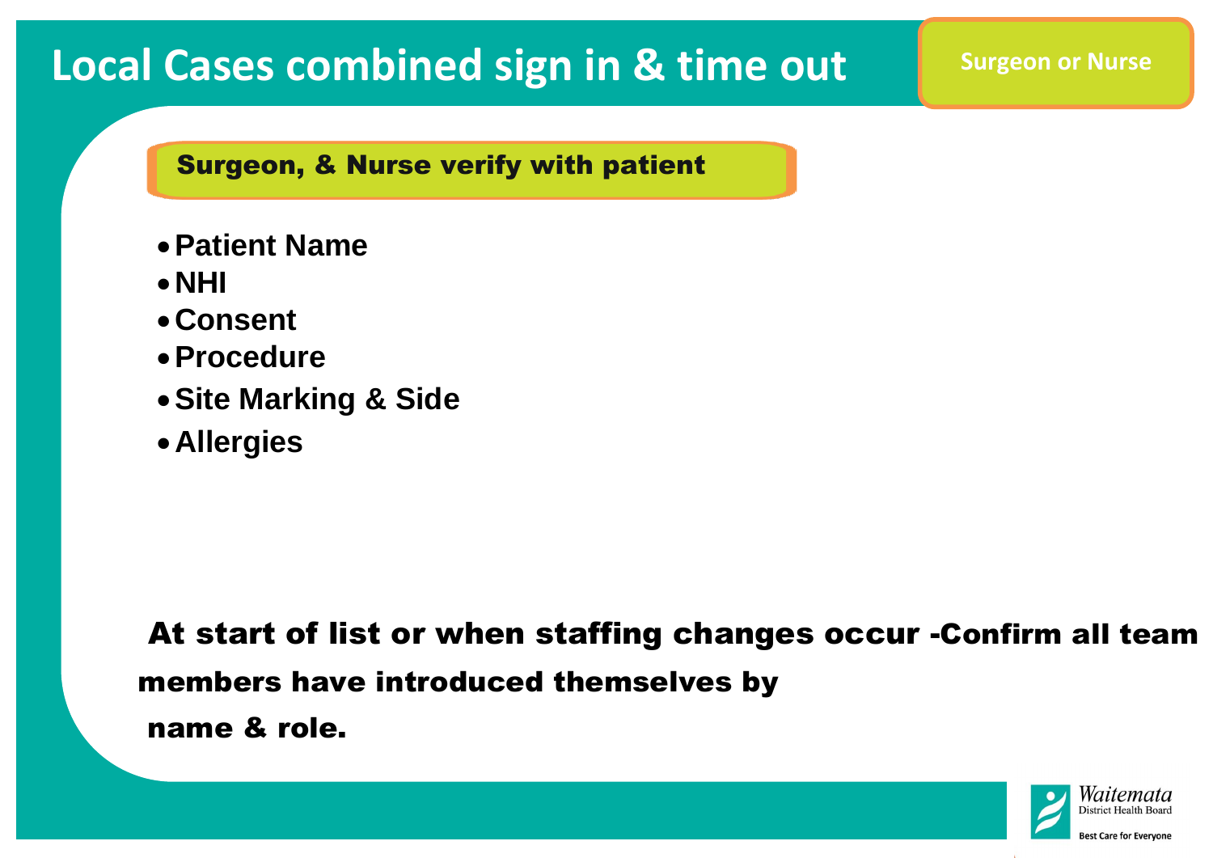# Local Cases combined sign in & time out

**Surgeon or Nurse**

**Surgeon, & Nurse verify with patient**

- **Patient Name**
- **NHI**
- **Consent**
- **Procedure**
- **Site Marking & Side**
- **Allergies**

**At start of list or when staffing changes occur -Confirm all team members have introduced themselves by name & role.**

Waitemata District Health Board

Best Care for Everyone